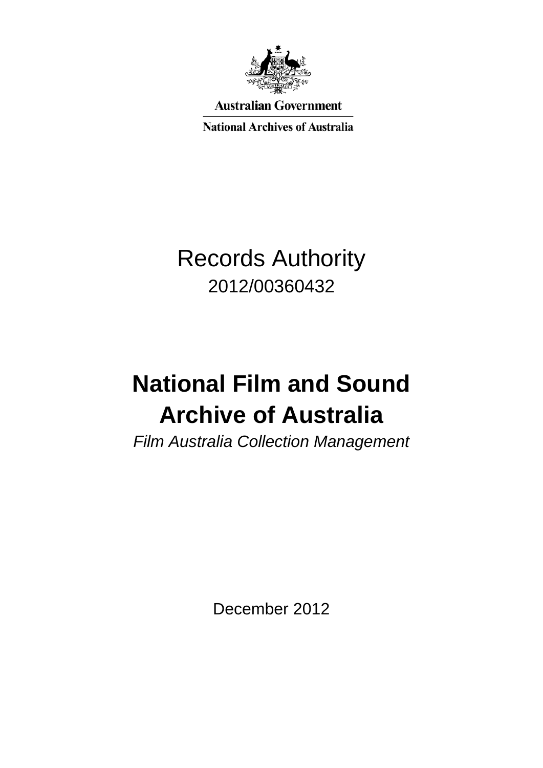Australian Government

National Archives of Australia

# Records Authority

2012/00360432

# National Film and Sound Archive of Australia

*Film Australia Collection Management*

December 2012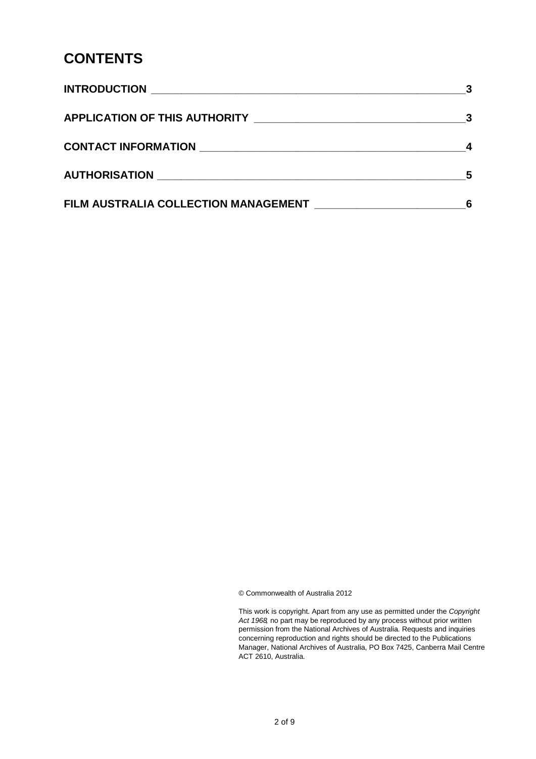# CONTENTS

| | |
|---|---|
| **INTRODUCTION** | **3** |
| **APPLICATION OF THIS AUTHORITY** | **3** |
| **CONTACT INFORMATION** | **4** |
| **AUTHORISATION** | **5** |
| **FILM AUSTRALIA COLLECTION MANAGEMENT** | **6** |

© Commonwealth of Australia 2012

This work is copyright. Apart from any use as permitted under the *Copyright Act 1968*, no part may be reproduced by any process without prior written permission from the National Archives of Australia. Requests and inquiries concerning reproduction and rights should be directed to the Publications Manager, National Archives of Australia, PO Box 7425, Canberra Mail Centre ACT 2610, Australia.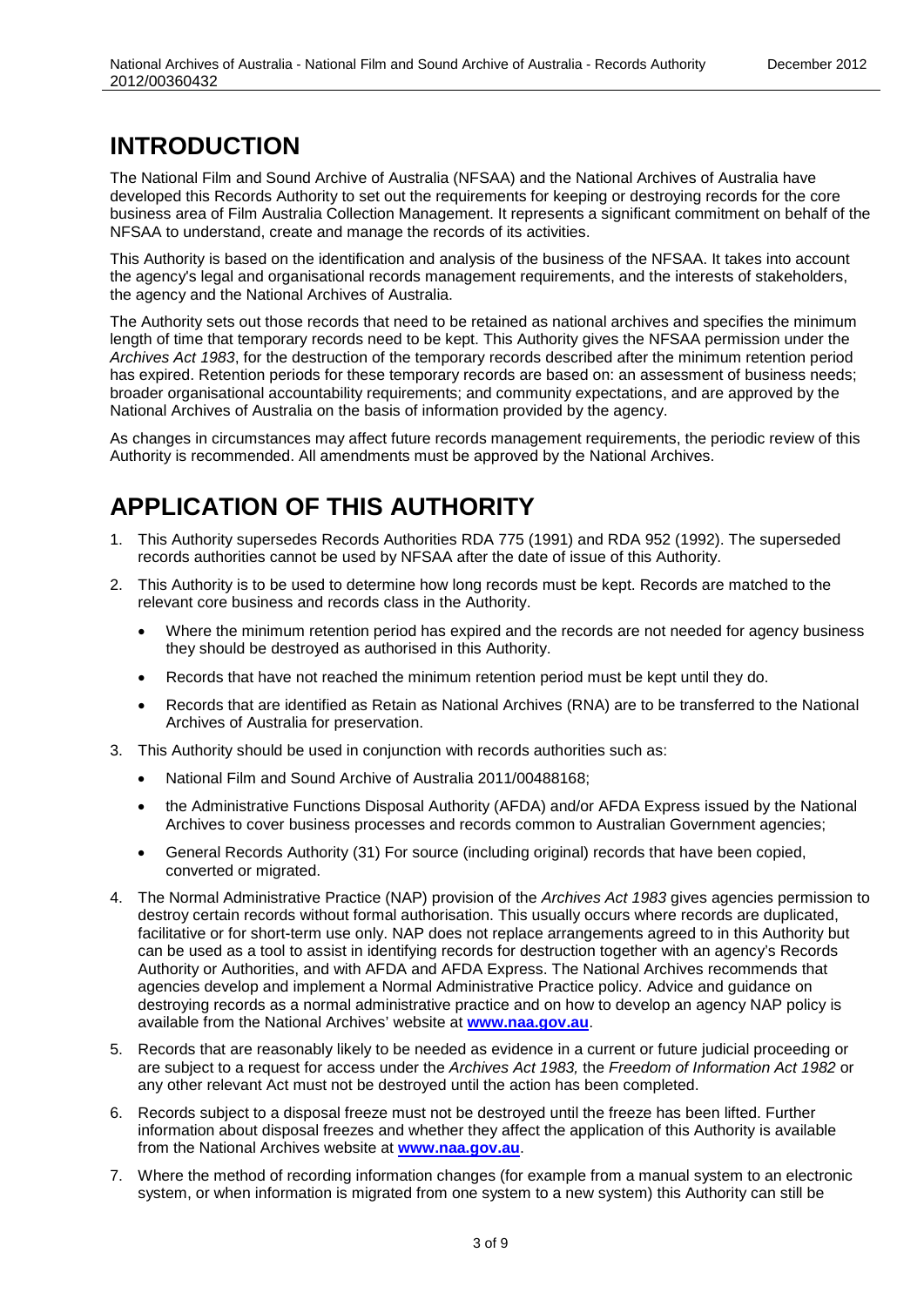# INTRODUCTION

The National Film and Sound Archive of Australia (NFSAA) and the National Archives of Australia have developed this Records Authority to set out the requirements for keeping or destroying records for the core business area of Film Australia Collection Management. It represents a significant commitment on behalf of the NFSAA to understand, create and manage the records of its activities.

This Authority is based on the identification and analysis of the business of the NFSAA. It takes into account the agency's legal and organisational records management requirements, and the interests of stakeholders, the agency and the National Archives of Australia.

The Authority sets out those records that need to be retained as national archives and specifies the minimum length of time that temporary records need to be kept. This Authority gives the NFSAA permission under the *Archives Act 1983*, for the destruction of the temporary records described after the minimum retention period has expired. Retention periods for these temporary records are based on: an assessment of business needs; broader organisational accountability requirements; and community expectations, and are approved by the National Archives of Australia on the basis of information provided by the agency.

As changes in circumstances may affect future records management requirements, the periodic review of this Authority is recommended. All amendments must be approved by the National Archives.

# APPLICATION OF THIS AUTHORITY

1. This Authority supersedes Records Authorities RDA 775 (1991) and RDA 952 (1992). The superseded records authorities cannot be used by NFSAA after the date of issue of this Authority.
2. This Authority is to be used to determine how long records must be kept. Records are matched to the relevant core business and records class in the Authority.
   - Where the minimum retention period has expired and the records are not needed for agency business they should be destroyed as authorised in this Authority.
   - Records that have not reached the minimum retention period must be kept until they do.
   - Records that are identified as Retain as National Archives (RNA) are to be transferred to the National Archives of Australia for preservation.
3. This Authority should be used in conjunction with records authorities such as:
   - National Film and Sound Archive of Australia 2011/00488168;
   - the Administrative Functions Disposal Authority (AFDA) and/or AFDA Express issued by the National Archives to cover business processes and records common to Australian Government agencies;
   - General Records Authority (31) For source (including original) records that have been copied, converted or migrated.
4. The Normal Administrative Practice (NAP) provision of the *Archives Act 1983* gives agencies permission to destroy certain records without formal authorisation. This usually occurs where records are duplicated, facilitative or for short-term use only. NAP does not replace arrangements agreed to in this Authority but can be used as a tool to assist in identifying records for destruction together with an agency's Records Authority or Authorities, and with AFDA and AFDA Express. The National Archives recommends that agencies develop and implement a Normal Administrative Practice policy. Advice and guidance on destroying records as a normal administrative practice and on how to develop an agency NAP policy is available from the National Archives' website at **www.naa.gov.au**.
5. Records that are reasonably likely to be needed as evidence in a current or future judicial proceeding or are subject to a request for access under the *Archives Act 1983,* the *Freedom of Information Act 1982* or any other relevant Act must not be destroyed until the action has been completed.
6. Records subject to a disposal freeze must not be destroyed until the freeze has been lifted. Further information about disposal freezes and whether they affect the application of this Authority is available from the National Archives website at **www.naa.gov.au**.
7. Where the method of recording information changes (for example from a manual system to an electronic system, or when information is migrated from one system to a new system) this Authority can still be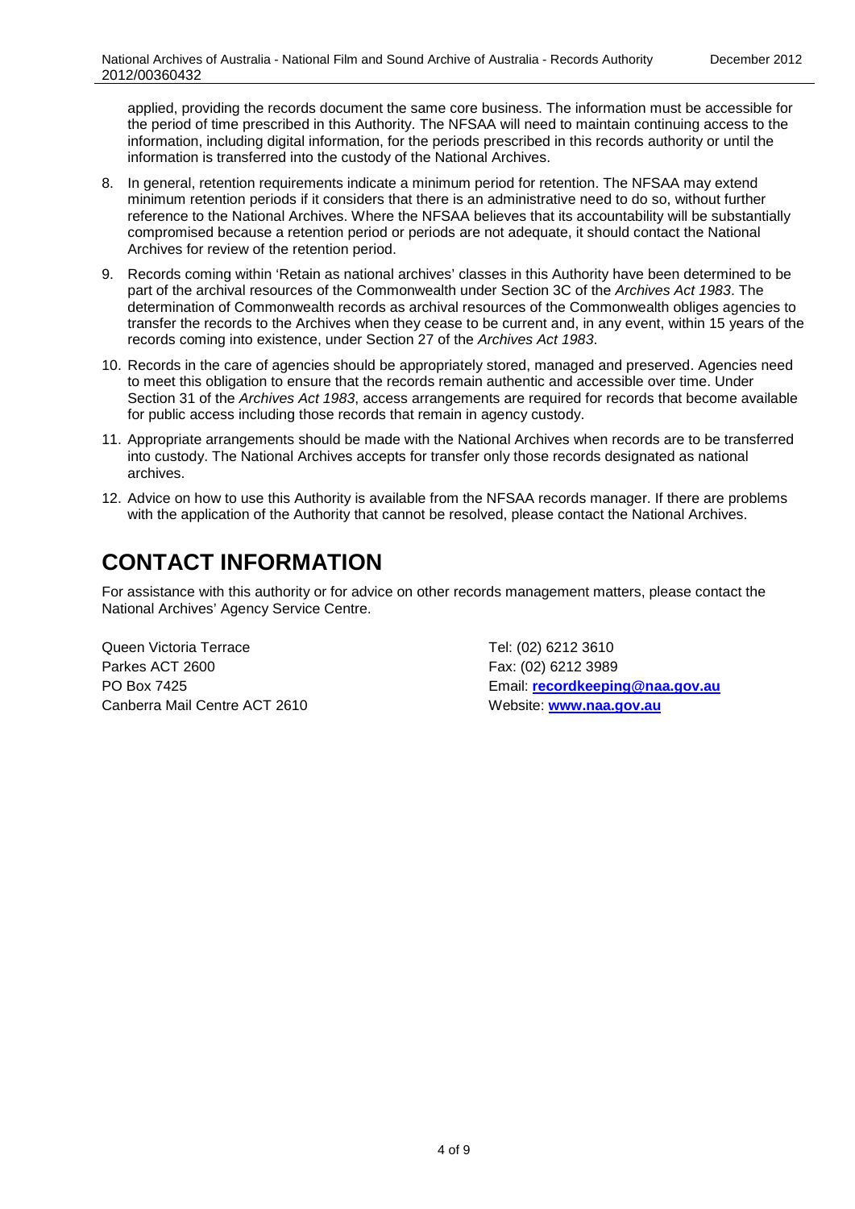applied, providing the records document the same core business. The information must be accessible for the period of time prescribed in this Authority. The NFSAA will need to maintain continuing access to the information, including digital information, for the periods prescribed in this records authority or until the information is transferred into the custody of the National Archives.

8. In general, retention requirements indicate a minimum period for retention. The NFSAA may extend minimum retention periods if it considers that there is an administrative need to do so, without further reference to the National Archives. Where the NFSAA believes that its accountability will be substantially compromised because a retention period or periods are not adequate, it should contact the National Archives for review of the retention period.
9. Records coming within 'Retain as national archives' classes in this Authority have been determined to be part of the archival resources of the Commonwealth under Section 3C of the *Archives Act 1983*. The determination of Commonwealth records as archival resources of the Commonwealth obliges agencies to transfer the records to the Archives when they cease to be current and, in any event, within 15 years of the records coming into existence, under Section 27 of the *Archives Act 1983*.
10. Records in the care of agencies should be appropriately stored, managed and preserved. Agencies need to meet this obligation to ensure that the records remain authentic and accessible over time. Under Section 31 of the *Archives Act 1983*, access arrangements are required for records that become available for public access including those records that remain in agency custody.
11. Appropriate arrangements should be made with the National Archives when records are to be transferred into custody. The National Archives accepts for transfer only those records designated as national archives.
12. Advice on how to use this Authority is available from the NFSAA records manager. If there are problems with the application of the Authority that cannot be resolved, please contact the National Archives.

# CONTACT INFORMATION

For assistance with this authority or for advice on other records management matters, please contact the National Archives' Agency Service Centre.

Queen Victoria Terrace
Parkes ACT 2600
PO Box 7425
Canberra Mail Centre ACT 2610

Tel: (02) 6212 3610
Fax: (02) 6212 3989
Email: **recordkeeping@naa.gov.au**
Website: **www.naa.gov.au**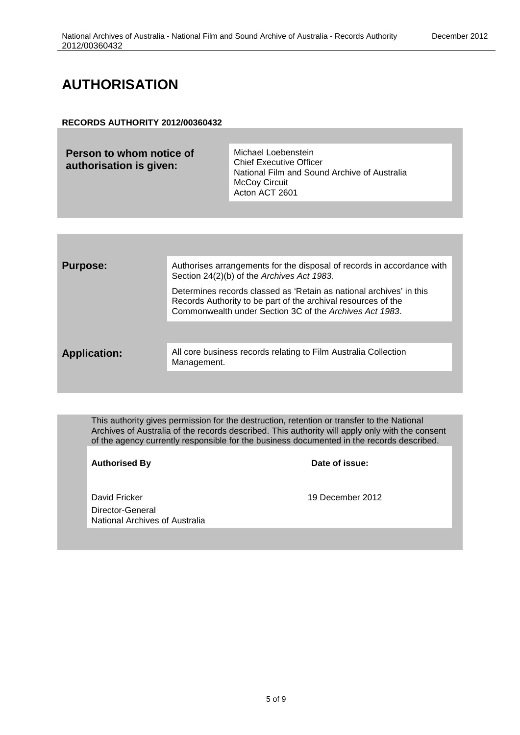# AUTHORISATION

**RECORDS AUTHORITY 2012/00360432**

| | |
|---|---|
| **Person to whom notice of authorisation is given:** | Michael Loebenstein<br>Chief Executive Officer<br>National Film and Sound Archive of Australia<br>McCoy Circuit<br>Acton ACT 2601 |

| | |
|---|---|
| **Purpose:** | Authorises arrangements for the disposal of records in accordance with Section 24(2)(b) of the *Archives Act 1983.*<br><br>Determines records classed as 'Retain as national archives' in this Records Authority to be part of the archival resources of the Commonwealth under Section 3C of the *Archives Act 1983*. |
| **Application:** | All core business records relating to Film Australia Collection Management. |

This authority gives permission for the destruction, retention or transfer to the National Archives of Australia of the records described. This authority will apply only with the consent of the agency currently responsible for the business documented in the records described.

| **Authorised By** | **Date of issue:** |
|---|---|
| David Fricker<br>Director-General<br>National Archives of Australia | 19 December 2012 |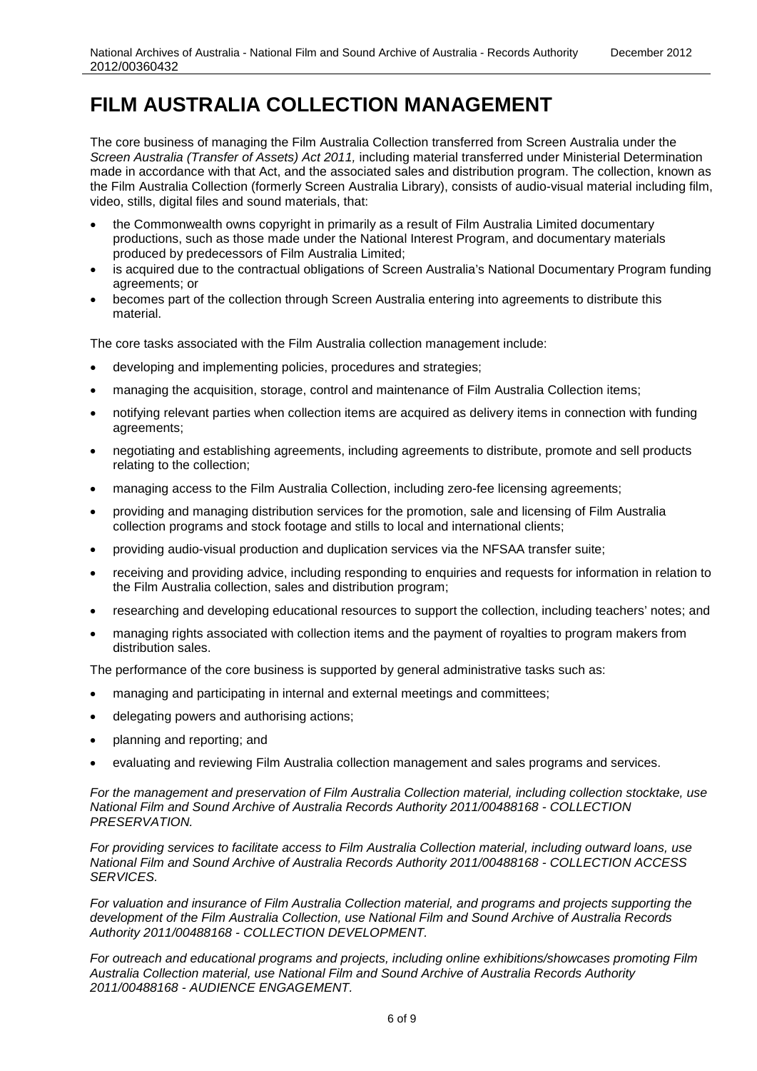# FILM AUSTRALIA COLLECTION MANAGEMENT

The core business of managing the Film Australia Collection transferred from Screen Australia under the *Screen Australia (Transfer of Assets) Act 2011,* including material transferred under Ministerial Determination made in accordance with that Act, and the associated sales and distribution program. The collection, known as the Film Australia Collection (formerly Screen Australia Library), consists of audio-visual material including film, video, stills, digital files and sound materials, that:

- the Commonwealth owns copyright in primarily as a result of Film Australia Limited documentary productions, such as those made under the National Interest Program, and documentary materials produced by predecessors of Film Australia Limited;
- is acquired due to the contractual obligations of Screen Australia's National Documentary Program funding agreements; or
- becomes part of the collection through Screen Australia entering into agreements to distribute this material.

The core tasks associated with the Film Australia collection management include:

- developing and implementing policies, procedures and strategies;
- managing the acquisition, storage, control and maintenance of Film Australia Collection items;
- notifying relevant parties when collection items are acquired as delivery items in connection with funding agreements;
- negotiating and establishing agreements, including agreements to distribute, promote and sell products relating to the collection;
- managing access to the Film Australia Collection, including zero-fee licensing agreements;
- providing and managing distribution services for the promotion, sale and licensing of Film Australia collection programs and stock footage and stills to local and international clients;
- providing audio-visual production and duplication services via the NFSAA transfer suite;
- receiving and providing advice, including responding to enquiries and requests for information in relation to the Film Australia collection, sales and distribution program;
- researching and developing educational resources to support the collection, including teachers' notes; and
- managing rights associated with collection items and the payment of royalties to program makers from distribution sales.

The performance of the core business is supported by general administrative tasks such as:

- managing and participating in internal and external meetings and committees;
- delegating powers and authorising actions;
- planning and reporting; and
- evaluating and reviewing Film Australia collection management and sales programs and services.

*For the management and preservation of Film Australia Collection material, including collection stocktake, use National Film and Sound Archive of Australia Records Authority 2011/00488168 - COLLECTION PRESERVATION.*

*For providing services to facilitate access to Film Australia Collection material, including outward loans, use National Film and Sound Archive of Australia Records Authority 2011/00488168 - COLLECTION ACCESS SERVICES.*

*For valuation and insurance of Film Australia Collection material, and programs and projects supporting the development of the Film Australia Collection, use National Film and Sound Archive of Australia Records Authority 2011/00488168 - COLLECTION DEVELOPMENT.*

*For outreach and educational programs and projects, including online exhibitions/showcases promoting Film Australia Collection material, use National Film and Sound Archive of Australia Records Authority 2011/00488168 - AUDIENCE ENGAGEMENT.*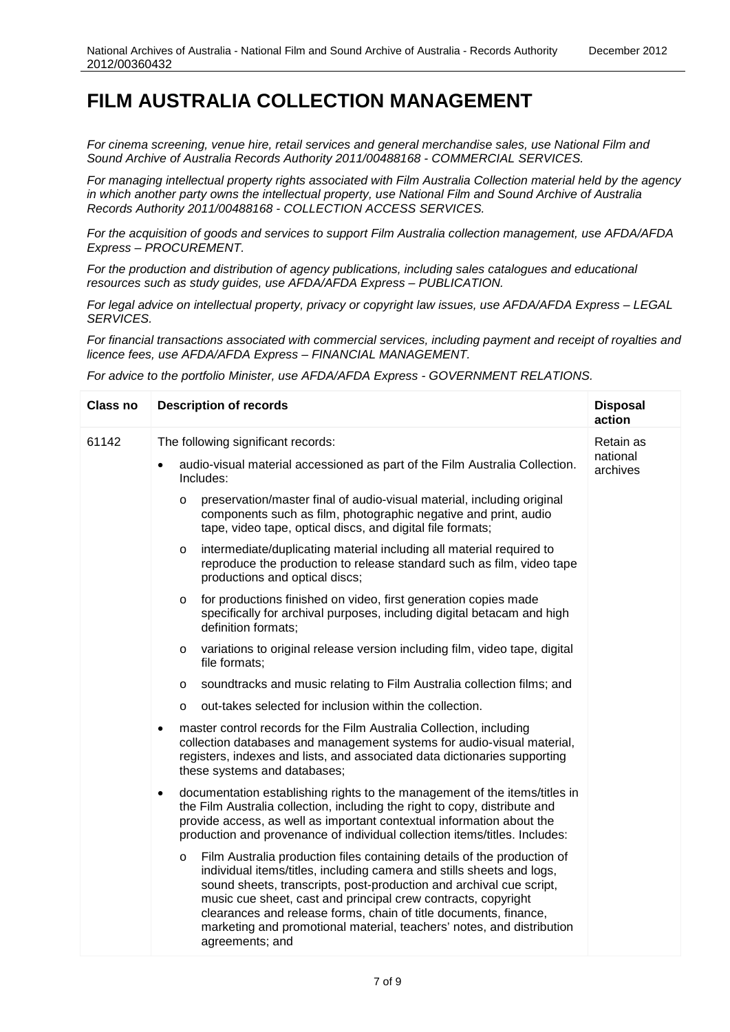# FILM AUSTRALIA COLLECTION MANAGEMENT

*For cinema screening, venue hire, retail services and general merchandise sales, use National Film and Sound Archive of Australia Records Authority 2011/00488168 - COMMERCIAL SERVICES.*

*For managing intellectual property rights associated with Film Australia Collection material held by the agency in which another party owns the intellectual property, use National Film and Sound Archive of Australia Records Authority 2011/00488168 - COLLECTION ACCESS SERVICES.*

*For the acquisition of goods and services to support Film Australia collection management, use AFDA/AFDA Express – PROCUREMENT.*

*For the production and distribution of agency publications, including sales catalogues and educational resources such as study guides, use AFDA/AFDA Express – PUBLICATION.*

*For legal advice on intellectual property, privacy or copyright law issues, use AFDA/AFDA Express – LEGAL SERVICES.*

*For financial transactions associated with commercial services, including payment and receipt of royalties and licence fees, use AFDA/AFDA Express – FINANCIAL MANAGEMENT.*

*For advice to the portfolio Minister, use AFDA/AFDA Express - GOVERNMENT RELATIONS.*

| Class no | Description of records | Disposal action |
|---|---|---|
| 61142 | The following significant records:<br>• audio-visual material accessioned as part of the Film Australia Collection. Includes:<br>&nbsp;&nbsp;o preservation/master final of audio-visual material, including original components such as film, photographic negative and print, audio tape, video tape, optical discs, and digital file formats;<br>&nbsp;&nbsp;o intermediate/duplicating material including all material required to reproduce the production to release standard such as film, video tape productions and optical discs;<br>&nbsp;&nbsp;o for productions finished on video, first generation copies made specifically for archival purposes, including digital betacam and high definition formats;<br>&nbsp;&nbsp;o variations to original release version including film, video tape, digital file formats;<br>&nbsp;&nbsp;o soundtracks and music relating to Film Australia collection films; and<br>&nbsp;&nbsp;o out-takes selected for inclusion within the collection.<br>• master control records for the Film Australia Collection, including collection databases and management systems for audio-visual material, registers, indexes and lists, and associated data dictionaries supporting these systems and databases;<br>• documentation establishing rights to the management of the items/titles in the Film Australia collection, including the right to copy, distribute and provide access, as well as important contextual information about the production and provenance of individual collection items/titles. Includes:<br>&nbsp;&nbsp;o Film Australia production files containing details of the production of individual items/titles, including camera and stills sheets and logs, sound sheets, transcripts, post-production and archival cue script, music cue sheet, cast and principal crew contracts, copyright clearances and release forms, chain of title documents, finance, marketing and promotional material, teachers' notes, and distribution agreements; and | Retain as national archives |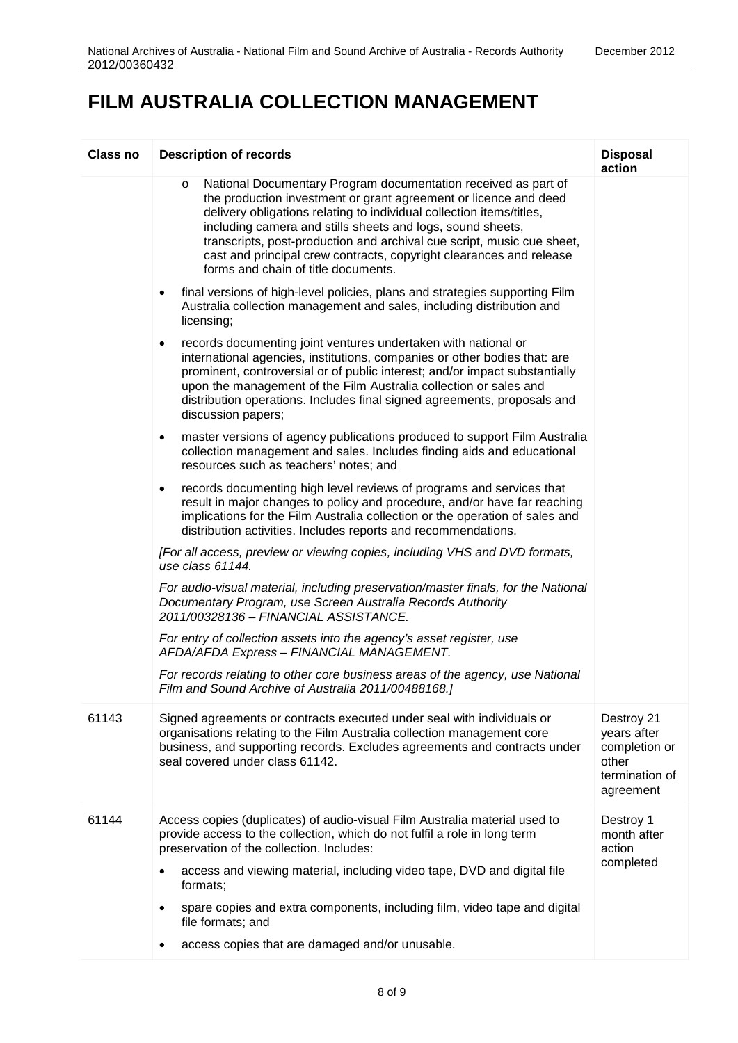# FILM AUSTRALIA COLLECTION MANAGEMENT

| Class no | Description of records | Disposal action |
|---|---|---|
| | o National Documentary Program documentation received as part of the production investment or grant agreement or licence and deed delivery obligations relating to individual collection items/titles, including camera and stills sheets and logs, sound sheets, transcripts, post-production and archival cue script, music cue sheet, cast and principal crew contracts, copyright clearances and release forms and chain of title documents.<br>• final versions of high-level policies, plans and strategies supporting Film Australia collection management and sales, including distribution and licensing;<br>• records documenting joint ventures undertaken with national or international agencies, institutions, companies or other bodies that: are prominent, controversial or of public interest; and/or impact substantially upon the management of the Film Australia collection or sales and distribution operations. Includes final signed agreements, proposals and discussion papers;<br>• master versions of agency publications produced to support Film Australia collection management and sales. Includes finding aids and educational resources such as teachers' notes; and<br>• records documenting high level reviews of programs and services that result in major changes to policy and procedure, and/or have far reaching implications for the Film Australia collection or the operation of sales and distribution activities. Includes reports and recommendations.<br>*[For all access, preview or viewing copies, including VHS and DVD formats, use class 61144.*<br>*For audio-visual material, including preservation/master finals, for the National Documentary Program, use Screen Australia Records Authority 2011/00328136 – FINANCIAL ASSISTANCE.*<br>*For entry of collection assets into the agency's asset register, use AFDA/AFDA Express – FINANCIAL MANAGEMENT.*<br>*For records relating to other core business areas of the agency, use National Film and Sound Archive of Australia 2011/00488168.]* | |
| 61143 | Signed agreements or contracts executed under seal with individuals or organisations relating to the Film Australia collection management core business, and supporting records. Excludes agreements and contracts under seal covered under class 61142. | Destroy 21 years after completion or other termination of agreement |
| 61144 | Access copies (duplicates) of audio-visual Film Australia material used to provide access to the collection, which do not fulfil a role in long term preservation of the collection. Includes:<br>• access and viewing material, including video tape, DVD and digital file formats;<br>• spare copies and extra components, including film, video tape and digital file formats; and<br>• access copies that are damaged and/or unusable. | Destroy 1 month after action completed |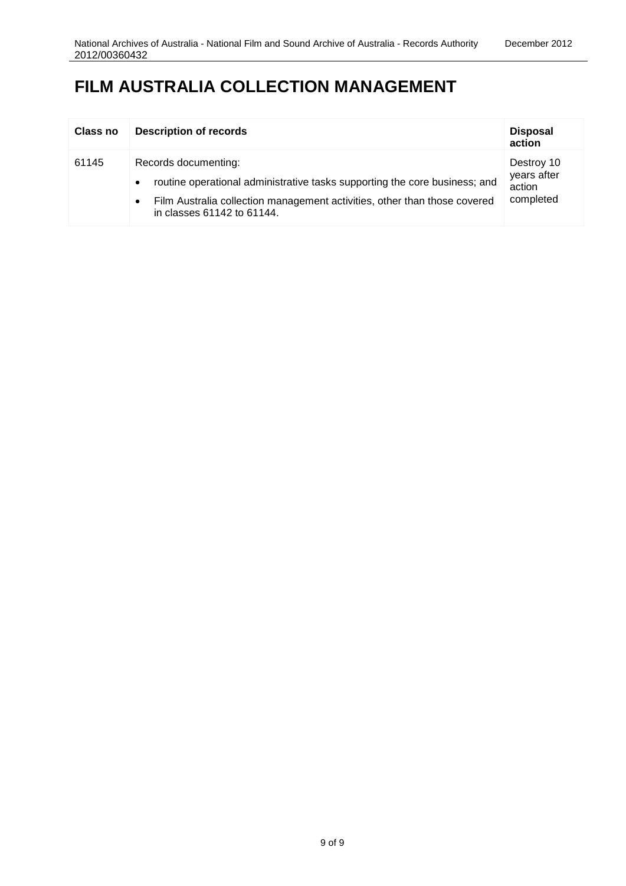# FILM AUSTRALIA COLLECTION MANAGEMENT

| Class no | Description of records | Disposal action |
|---|---|---|
| 61145 | Records documenting:<br>• routine operational administrative tasks supporting the core business; and<br>• Film Australia collection management activities, other than those covered in classes 61142 to 61144. | Destroy 10 years after action completed |